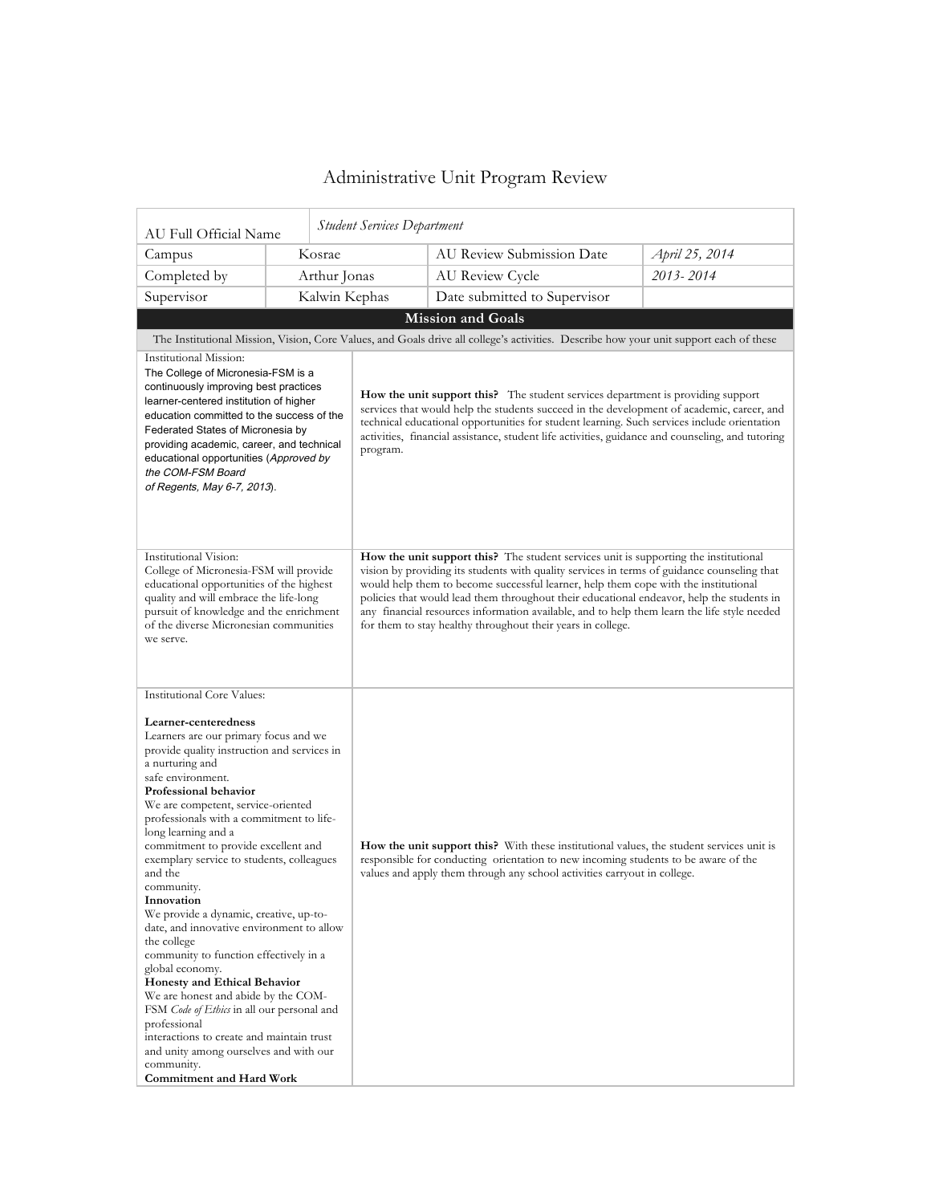# Administrative Unit Program Review

| AU Full Official Name | *Student Services Department* | | |
|---|---|---|---|
| Campus | Kosrae | AU Review Submission Date | *April 25, 2014* |
| Completed by | Arthur Jonas | AU Review Cycle | *2013- 2014* |
| Supervisor | Kalwin Kephas | Date submitted to Supervisor | |

## Mission and Goals

The Institutional Mission, Vision, Core Values, and Goals drive all college's activities. Describe how your unit support each of these

| | |
|---|---|
| Institutional Mission:<br>The College of Micronesia-FSM is a continuously improving best practices learner-centered institution of higher education committed to the success of the Federated States of Micronesia by providing academic, career, and technical educational opportunities (*Approved by the COM-FSM Board of Regents, May 6-7, 2013*). | **How the unit support this?** The student services department is providing support services that would help the students succeed in the development of academic, career, and technical educational opportunities for student learning. Such services include orientation activities, financial assistance, student life activities, guidance and counseling, and tutoring program. |
| Institutional Vision:<br>College of Micronesia-FSM will provide educational opportunities of the highest quality and will embrace the life-long pursuit of knowledge and the enrichment of the diverse Micronesian communities we serve. | **How the unit support this?** The student services unit is supporting the institutional vision by providing its students with quality services in terms of guidance counseling that would help them to become successful learner, help them cope with the institutional policies that would lead them throughout their educational endeavor, help the students in any financial resources information available, and to help them learn the life style needed for them to stay healthy throughout their years in college. |
| Institutional Core Values:<br><br>**Learner-centeredness**<br>Learners are our primary focus and we provide quality instruction and services in a nurturing and safe environment.<br>**Professional behavior**<br>We are competent, service-oriented professionals with a commitment to life-long learning and a commitment to provide excellent and exemplary service to students, colleagues and the community.<br>**Innovation**<br>We provide a dynamic, creative, up-to-date, and innovative environment to allow the college community to function effectively in a global economy.<br>**Honesty and Ethical Behavior**<br>We are honest and abide by the COM-FSM *Code of Ethics* in all our personal and professional interactions to create and maintain trust and unity among ourselves and with our community.<br>**Commitment and Hard Work** | **How the unit support this?** With these institutional values, the student services unit is responsible for conducting orientation to new incoming students to be aware of the values and apply them through any school activities carryout in college. |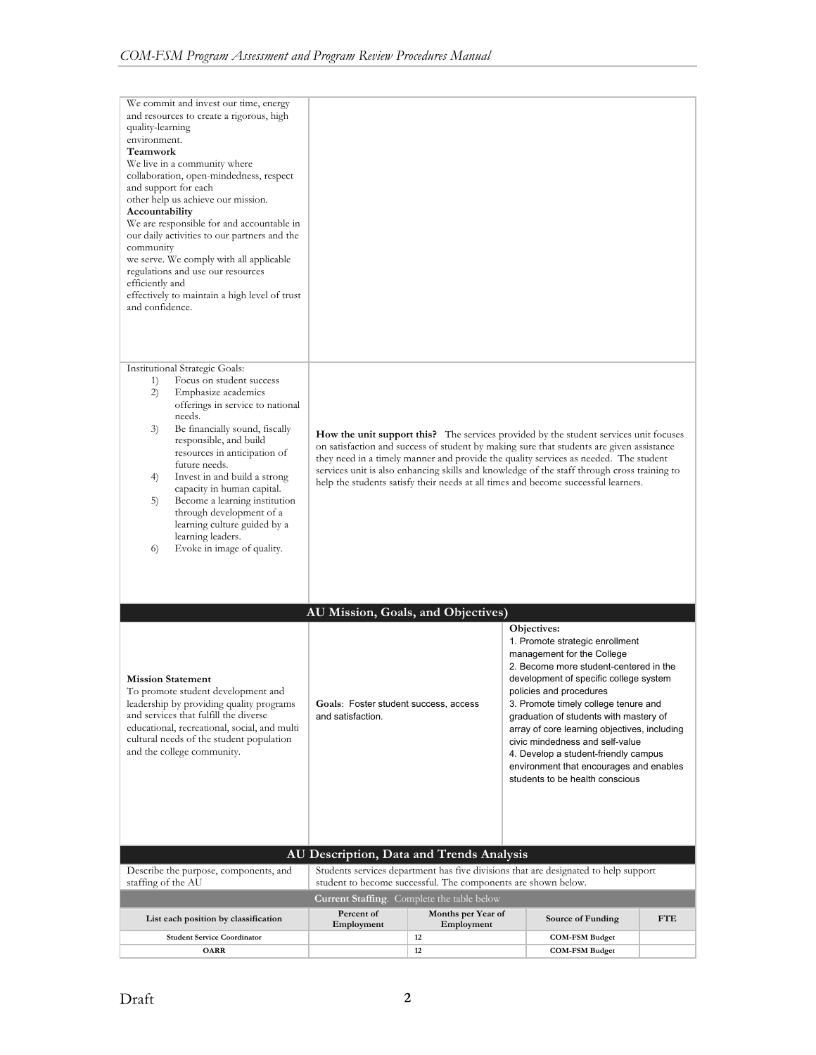| | |
|---|---|
| We commit and invest our time, energy and resources to create a rigorous, high quality-learning environment.<br>**Teamwork**<br>We live in a community where collaboration, open-mindedness, respect and support for each other help us achieve our mission.<br>**Accountability**<br>We are responsible for and accountable in our daily activities to our partners and the community we serve. We comply with all applicable regulations and use our resources efficiently and effectively to maintain a high level of trust and confidence. | |
| Institutional Strategic Goals:<br>1) Focus on student success<br>2) Emphasize academics offerings in service to national needs.<br>3) Be financially sound, fiscally responsible, and build resources in anticipation of future needs.<br>4) Invest in and build a strong capacity in human capital.<br>5) Become a learning institution through development of a learning culture guided by a learning leaders.<br>6) Evoke in image of quality. | **How the unit support this?** The services provided by the student services unit focuses on satisfaction and success of student by making sure that students are given assistance they need in a timely manner and provide the quality services as needed. The student services unit is also enhancing skills and knowledge of the staff through cross training to help the students satisfy their needs at all times and become successful learners. |

## AU Mission, Goals, and Objectives)

| Mission Statement | Goals | Objectives |
|---|---|---|
| **Mission Statement**<br>To promote student development and leadership by providing quality programs and services that fulfill the diverse educational, recreational, social, and multi cultural needs of the student population and the college community. | **Goals**: Foster student success, access and satisfaction. | **Objectives:**<br>1. Promote strategic enrollment management for the College<br>2. Become more student-centered in the development of specific college system policies and procedures<br>3. Promote timely college tenure and graduation of students with mastery of array of core learning objectives, including civic mindedness and self-value<br>4. Develop a student-friendly campus environment that encourages and enables students to be health conscious |

## AU Description, Data and Trends Analysis

| | |
|---|---|
| Describe the purpose, components, and staffing of the AU | Students services department has five divisions that are designated to help support student to become successful. The components are shown below. |

**Current Staffing**. Complete the table below

| List each position by classification | Percent of Employment | Months per Year of Employment | Source of Funding | FTE |
|---|---|---|---|---|
| **Student Service Coordinator** | | 12 | **COM-FSM Budget** | |
| **OARR** | | 12 | **COM-FSM Budget** | |

Draft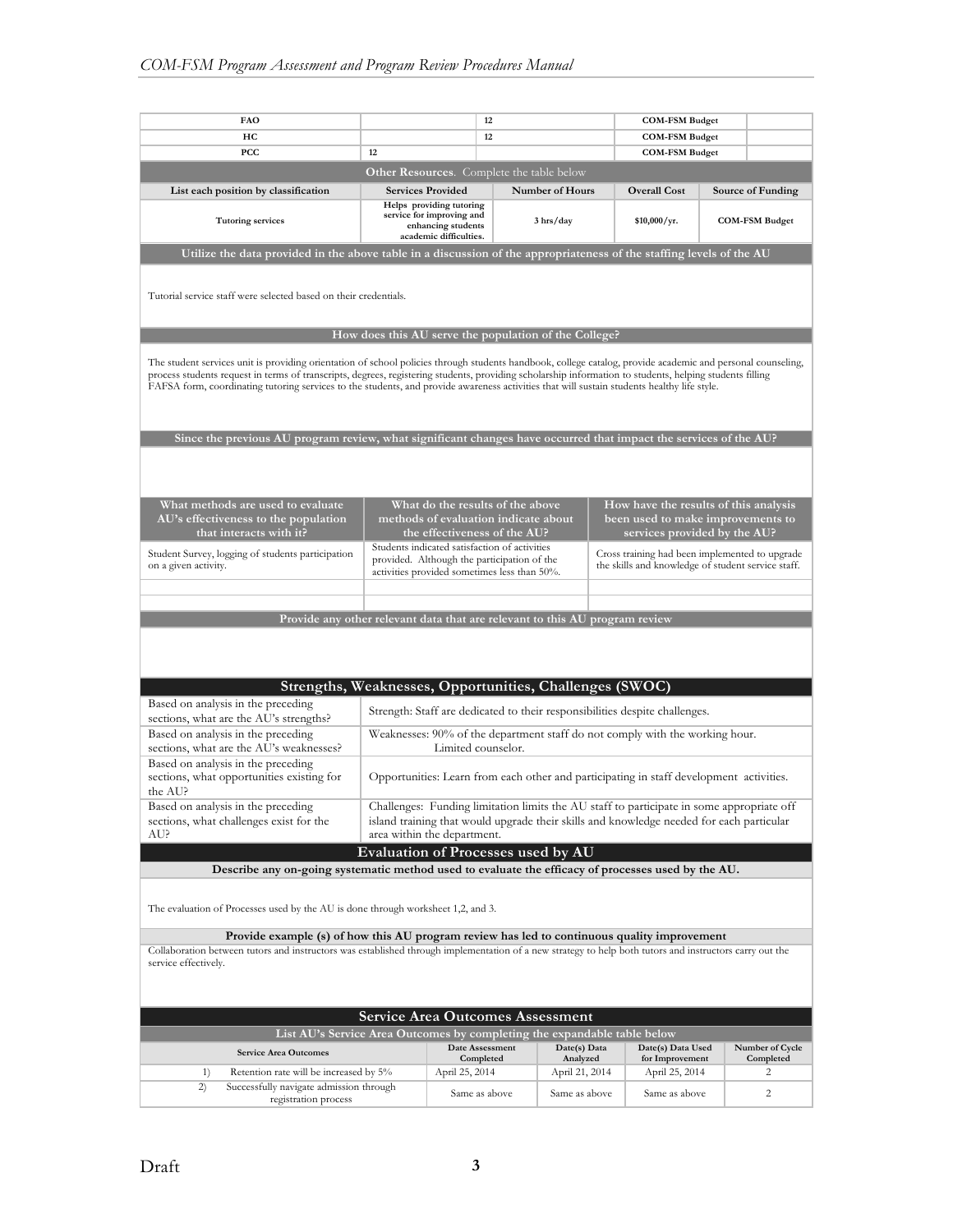| | | | | |
|---|---|---|---|---|
| FAO | | 12 | COM-FSM Budget | |
| HC | | 12 | COM-FSM Budget | |
| PCC | 12 | | COM-FSM Budget | |

**Other Resources**. Complete the table below

| List each position by classification | Services Provided | Number of Hours | Overall Cost | Source of Funding |
|---|---|---|---|---|
| Tutoring services | Helps providing tutoring service for improving and enhancing students academic difficulties. | 3 hrs/day | $10,000/yr. | COM-FSM Budget |

**Utilize the data provided in the above table in a discussion of the appropriateness of the staffing levels of the AU**

Tutorial service staff were selected based on their credentials.

**How does this AU serve the population of the College?**

The student services unit is providing orientation of school policies through students handbook, college catalog, provide academic and personal counseling, process students request in terms of transcripts, degrees, registering students, providing scholarship information to students, helping students filling FAFSA form, coordinating tutoring services to the students, and provide awareness activities that will sustain students healthy life style.

**Since the previous AU program review, what significant changes have occurred that impact the services of the AU?**

| What methods are used to evaluate AU's effectiveness to the population that interacts with it? | What do the results of the above methods of evaluation indicate about the effectiveness of the AU? | How have the results of this analysis been used to make improvements to services provided by the AU? |
|---|---|---|
| Student Survey, logging of students participation on a given activity. | Students indicated satisfaction of activities provided. Although the participation of the activities provided sometimes less than 50%. | Cross training had been implemented to upgrade the skills and knowledge of student service staff. |
| | | |
| | | |

**Provide any other relevant data that are relevant to this AU program review**

## Strengths, Weaknesses, Opportunities, Challenges (SWOC)

| | |
|---|---|
| Based on analysis in the preceding sections, what are the AU's strengths? | Strength: Staff are dedicated to their responsibilities despite challenges. |
| Based on analysis in the preceding sections, what are the AU's weaknesses? | Weaknesses: 90% of the department staff do not comply with the working hour. Limited counselor. |
| Based on analysis in the preceding sections, what opportunities existing for the AU? | Opportunities: Learn from each other and participating in staff development activities. |
| Based on analysis in the preceding sections, what challenges exist for the AU? | Challenges: Funding limitation limits the AU staff to participate in some appropriate off island training that would upgrade their skills and knowledge needed for each particular area within the department. |

## Evaluation of Processes used by AU

**Describe any on-going systematic method used to evaluate the efficacy of processes used by the AU.**

The evaluation of Processes used by the AU is done through worksheet 1,2, and 3.

**Provide example (s) of how this AU program review has led to continuous quality improvement**

Collaboration between tutors and instructors was established through implementation of a new strategy to help both tutors and instructors carry out the service effectively.

## Service Area Outcomes Assessment

**List AU's Service Area Outcomes by completing the expandable table below**

| Service Area Outcomes | Date Assessment Completed | Date(s) Data Analyzed | Date(s) Data Used for Improvement | Number of Cycle Completed |
|---|---|---|---|---|
| 1) Retention rate will be increased by 5% | April 25, 2014 | April 21, 2014 | April 25, 2014 | 2 |
| 2) Successfully navigate admission through registration process | Same as above | Same as above | Same as above | 2 |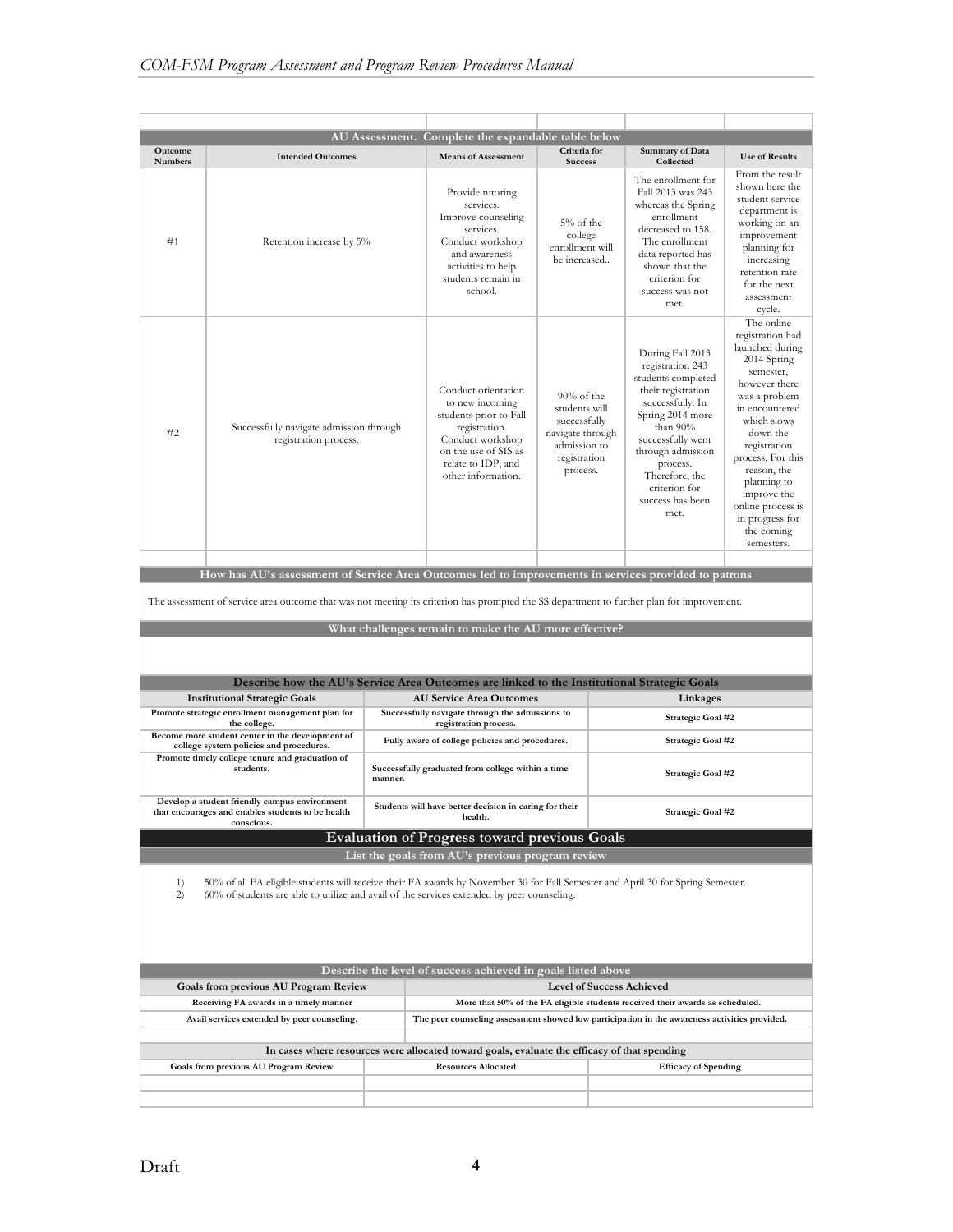### AU Assessment. Complete the expandable table below

| Outcome Numbers | Intended Outcomes | Means of Assessment | Criteria for Success | Summary of Data Collected | Use of Results |
|---|---|---|---|---|---|
| #1 | Retention increase by 5% | Provide tutoring services. Improve counseling services. Conduct workshop and awareness activities to help students remain in school. | 5% of the college enrollment will be increased.. | The enrollment for Fall 2013 was 243 whereas the Spring enrollment decreased to 158. The enrollment data reported has shown that the criterion for success was not met. | From the result shown here the student service department is working on an improvement planning for increasing retention rate for the next assessment cycle. |
| #2 | Successfully navigate admission through registration process. | Conduct orientation to new incoming students prior to Fall registration. Conduct workshop on the use of SIS as relate to IDP, and other information. | 90% of the students will successfully navigate through admission to registration process. | During Fall 2013 registration 243 students completed their registration successfully. In Spring 2014 more than 90% successfully went through admission process. Therefore, the criterion for success has been met. | The online registration had launched during 2014 Spring semester, however there was a problem in encountered which slows down the registration process. For this reason, the planning to improve the online process is in progress for the coming semesters. |
| | | | | | |

### How has AU's assessment of Service Area Outcomes led to improvements in services provided to patrons

The assessment of service area outcome that was not meeting its criterion has prompted the SS department to further plan for improvement.

### What challenges remain to make the AU more effective?

### Describe how the AU's Service Area Outcomes are linked to the Institutional Strategic Goals

| Institutional Strategic Goals | AU Service Area Outcomes | Linkages |
|---|---|---|
| Promote strategic enrollment management plan for the college. | Successfully navigate through the admissions to registration process. | Strategic Goal #2 |
| Become more student center in the development of college system policies and procedures. | Fully aware of college policies and procedures. | Strategic Goal #2 |
| Promote timely college tenure and graduation of students. | Successfully graduated from college within a time manner. | Strategic Goal #2 |
| Develop a student friendly campus environment that encourages and enables students to be health conscious. | Students will have better decision in caring for their health. | Strategic Goal #2 |

## Evaluation of Progress toward previous Goals

### List the goals from AU's previous program review

1) 50% of all FA eligible students will receive their FA awards by November 30 for Fall Semester and April 30 for Spring Semester.
2) 60% of students are able to utilize and avail of the services extended by peer counseling.

### Describe the level of success achieved in goals listed above

| Goals from previous AU Program Review | Level of Success Achieved |
|---|---|
| Receiving FA awards in a timely manner | More that 50% of the FA eligible students received their awards as scheduled. |
| Avail services extended by peer counseling. | The peer counseling assessment showed low participation in the awareness activities provided. |
| | |

### In cases where resources were allocated toward goals, evaluate the efficacy of that spending

| Goals from previous AU Program Review | Resources Allocated | Efficacy of Spending |
|---|---|---|
| | | |
| | | |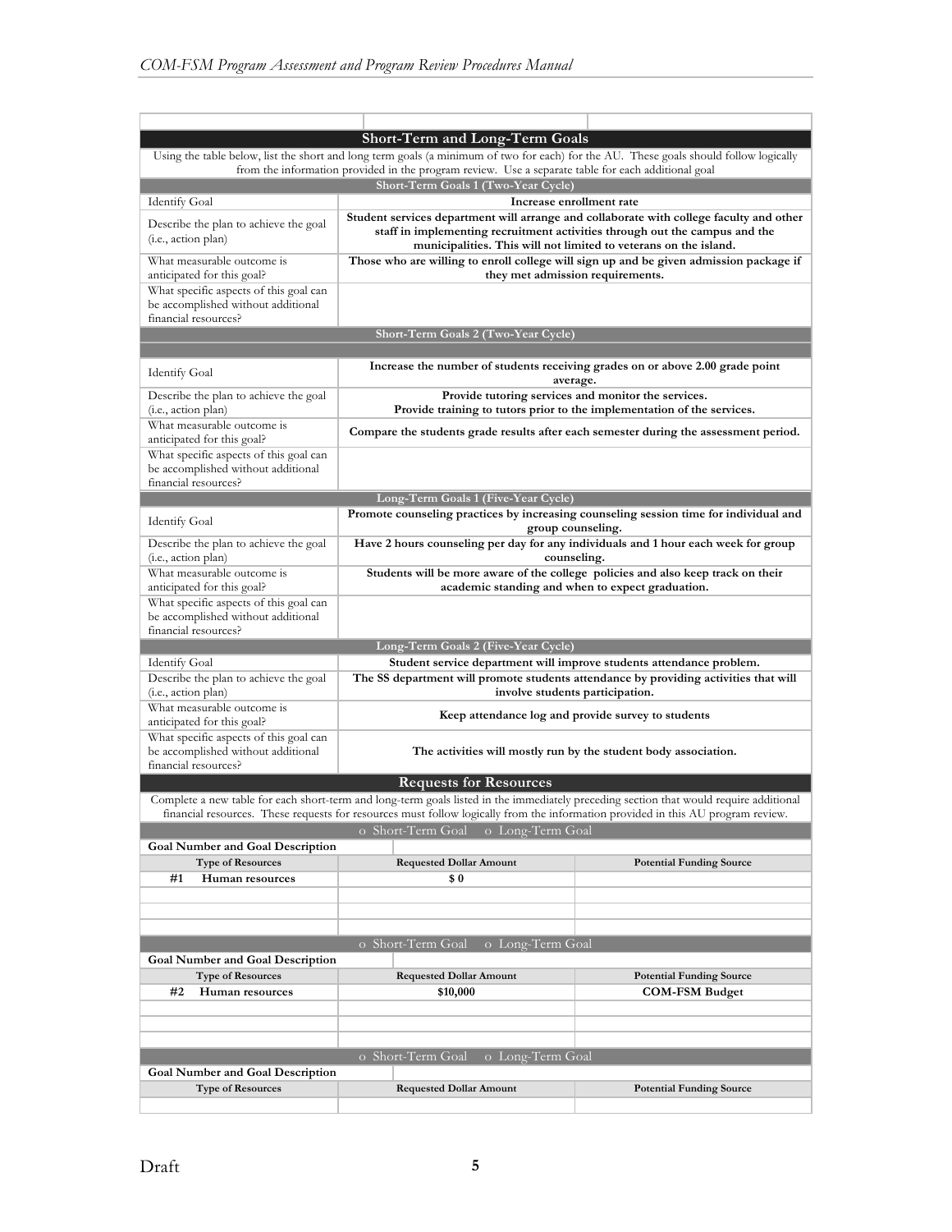## Short-Term and Long-Term Goals

Using the table below, list the short and long term goals (a minimum of two for each) for the AU. These goals should follow logically from the information provided in the program review. Use a separate table for each additional goal

| Short-Term Goals 1 (Two-Year Cycle) | |
|---|---|
| Identify Goal | **Increase enrollment rate** |
| Describe the plan to achieve the goal (i.e., action plan) | **Student services department will arrange and collaborate with college faculty and other staff in implementing recruitment activities through out the campus and the municipalities. This will not limited to veterans on the island.** |
| What measurable outcome is anticipated for this goal? | **Those who are willing to enroll college will sign up and be given admission package if they met admission requirements.** |
| What specific aspects of this goal can be accomplished without additional financial resources? | |

| Short-Term Goals 2 (Two-Year Cycle) | |
|---|---|
| Identify Goal | **Increase the number of students receiving grades on or above 2.00 grade point average.** |
| Describe the plan to achieve the goal (i.e., action plan) | **Provide tutoring services and monitor the services. Provide training to tutors prior to the implementation of the services.** |
| What measurable outcome is anticipated for this goal? | **Compare the students grade results after each semester during the assessment period.** |
| What specific aspects of this goal can be accomplished without additional financial resources? | |

| Long-Term Goals 1 (Five-Year Cycle) | |
|---|---|
| Identify Goal | **Promote counseling practices by increasing counseling session time for individual and group counseling.** |
| Describe the plan to achieve the goal (i.e., action plan) | **Have 2 hours counseling per day for any individuals and 1 hour each week for group counseling.** |
| What measurable outcome is anticipated for this goal? | **Students will be more aware of the college policies and also keep track on their academic standing and when to expect graduation.** |
| What specific aspects of this goal can be accomplished without additional financial resources? | |

| Long-Term Goals 2 (Five-Year Cycle) | |
|---|---|
| Identify Goal | **Student service department will improve students attendance problem.** |
| Describe the plan to achieve the goal (i.e., action plan) | **The SS department will promote students attendance by providing activities that will involve students participation.** |
| What measurable outcome is anticipated for this goal? | **Keep attendance log and provide survey to students** |
| What specific aspects of this goal can be accomplished without additional financial resources? | **The activities will mostly run by the student body association.** |

## Requests for Resources

Complete a new table for each short-term and long-term goals listed in the immediately preceding section that would require additional financial resources. These requests for resources must follow logically from the information provided in this AU program review.

o Short-Term Goal o Long-Term Goal

| **Goal Number and Goal Description** | | |
|---|---|---|
| **Type of Resources** | **Requested Dollar Amount** | **Potential Funding Source** |
| **#1 Human resources** | **$ 0** | |
| | | |
| | | |
| | | |

o Short-Term Goal o Long-Term Goal

| **Goal Number and Goal Description** | | |
|---|---|---|
| **Type of Resources** | **Requested Dollar Amount** | **Potential Funding Source** |
| **#2 Human resources** | **$10,000** | **COM-FSM Budget** |
| | | |
| | | |
| | | |

o Short-Term Goal o Long-Term Goal

| **Goal Number and Goal Description** | | |
|---|---|---|
| **Type of Resources** | **Requested Dollar Amount** | **Potential Funding Source** |
| | | |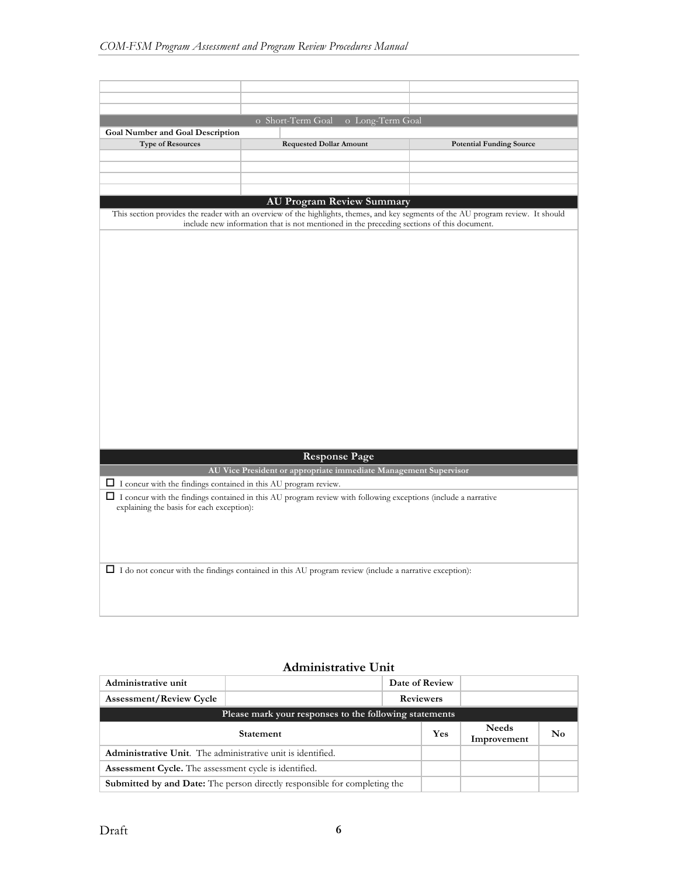| | | |
|---|---|---|
| | | |
| | | |
| | | |
| o Short-Term Goal o Long-Term Goal | | |
| **Goal Number and Goal Description** | | |
| **Type of Resources** | **Requested Dollar Amount** | **Potential Funding Source** |
| | | |
| | | |
| | | |
| | | |

| **AU Program Review Summary** |
|---|
| This section provides the reader with an overview of the highlights, themes, and key segments of the AU program review. It should include new information that is not mentioned in the preceding sections of this document. |
| |

| **Response Page** |
|---|
| **AU Vice President or appropriate immediate Management Supervisor** |
| ☐ I concur with the findings contained in this AU program review. |
| ☐ I concur with the findings contained in this AU program review with following exceptions (include a narrative explaining the basis for each exception): |
| ☐ I do not concur with the findings contained in this AU program review (include a narrative exception): |

## Administrative Unit

| **Administrative unit** | | **Date of Review** | |
|---|---|---|---|
| **Assessment/Review Cycle** | | **Reviewers** | |

| **Please mark your responses to the following statements** | | | |
|---|---|---|---|
| **Statement** | **Yes** | **Needs Improvement** | **No** |
| **Administrative Unit**. The administrative unit is identified. | | | |
| **Assessment Cycle.** The assessment cycle is identified. | | | |
| **Submitted by and Date:** The person directly responsible for completing the | | | |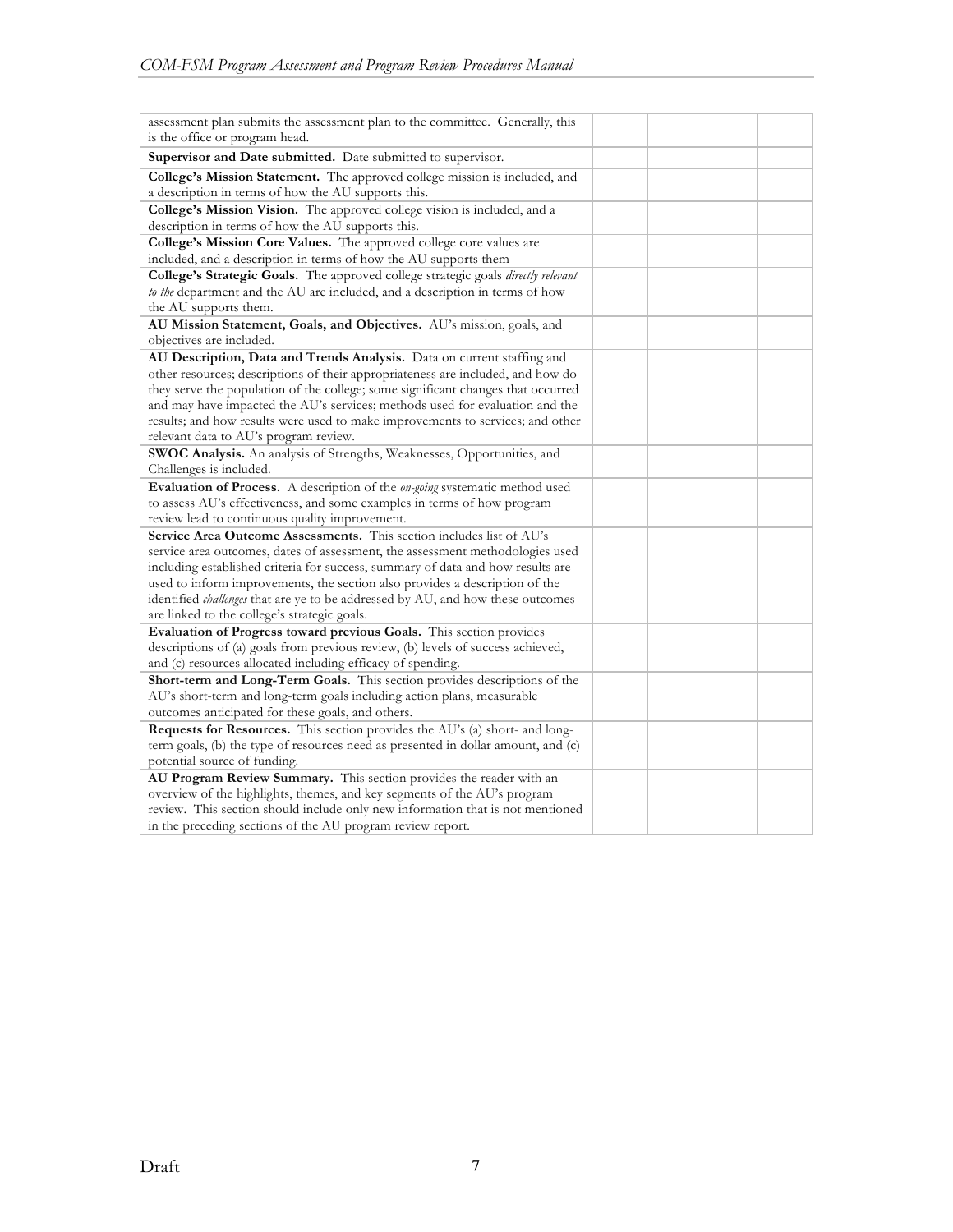| | | | |
|---|---|---|---|
| assessment plan submits the assessment plan to the committee. Generally, this is the office or program head. | | | |
| **Supervisor and Date submitted.** Date submitted to supervisor. | | | |
| **College's Mission Statement.** The approved college mission is included, and a description in terms of how the AU supports this. | | | |
| **College's Mission Vision.** The approved college vision is included, and a description in terms of how the AU supports this. | | | |
| **College's Mission Core Values.** The approved college core values are included, and a description in terms of how the AU supports them | | | |
| **College's Strategic Goals.** The approved college strategic goals *directly relevant to the* department and the AU are included, and a description in terms of how the AU supports them. | | | |
| **AU Mission Statement, Goals, and Objectives.** AU's mission, goals, and objectives are included. | | | |
| **AU Description, Data and Trends Analysis.** Data on current staffing and other resources; descriptions of their appropriateness are included, and how do they serve the population of the college; some significant changes that occurred and may have impacted the AU's services; methods used for evaluation and the results; and how results were used to make improvements to services; and other relevant data to AU's program review. | | | |
| **SWOC Analysis.** An analysis of Strengths, Weaknesses, Opportunities, and Challenges is included. | | | |
| **Evaluation of Process.** A description of the *on-going* systematic method used to assess AU's effectiveness, and some examples in terms of how program review lead to continuous quality improvement. | | | |
| **Service Area Outcome Assessments.** This section includes list of AU's service area outcomes, dates of assessment, the assessment methodologies used including established criteria for success, summary of data and how results are used to inform improvements, the section also provides a description of the identified *challenges* that are ye to be addressed by AU, and how these outcomes are linked to the college's strategic goals. | | | |
| **Evaluation of Progress toward previous Goals.** This section provides descriptions of (a) goals from previous review, (b) levels of success achieved, and (c) resources allocated including efficacy of spending. | | | |
| **Short-term and Long-Term Goals.** This section provides descriptions of the AU's short-term and long-term goals including action plans, measurable outcomes anticipated for these goals, and others. | | | |
| **Requests for Resources.** This section provides the AU's (a) short- and long-term goals, (b) the type of resources need as presented in dollar amount, and (c) potential source of funding. | | | |
| **AU Program Review Summary.** This section provides the reader with an overview of the highlights, themes, and key segments of the AU's program review. This section should include only new information that is not mentioned in the preceding sections of the AU program review report. | | | |